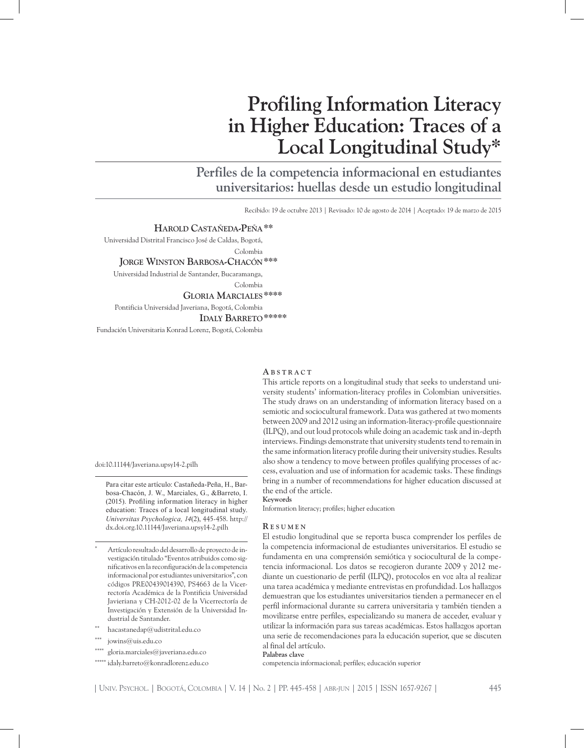# Profiling Information Literacy in Higher Education: Traces of a Local Longitudinal Study*

## Perfiles de la competencia informacional en estudiantes universitarios: huellas desde un estudio longitudinal

Recibido: 19 de octubre 2013 | Revisado: 10 de agosto de 2014 | Aceptado: 19 de marzo de 2015

**Harold Castañeda-Peña****
Universidad Distrital Francisco José de Caldas, Bogotá, Colombia

**Jorge Winston Barbosa-Chacón*****
Universidad Industrial de Santander, Bucaramanga, Colombia

**Gloria Marciales******
Pontificia Universidad Javeriana, Bogotá, Colombia

**Idaly Barreto*******
Fundación Universitaria Konrad Lorenz, Bogotá, Colombia

doi:10.11144/Javeriana.upsy14-2.pilh

Para citar este artículo: Castañeda-Peña, H., Barbosa-Chacón, J. W., Marciales, G., &Barreto, I. (2015). Profiling information literacy in higher education: Traces of a local longitudinal study. *Universitas Psychologica, 14*(2), 445-458. http://dx.doi.org.10.11144/Javeriana.upsy14-2.pilh

\* Artículo resultado del desarrollo de proyecto de investigación titulado "Eventos atribuidos como significativos en la reconfiguración de la competencia informacional por estudiantes universitarios", con códigos PRE00439014390, PS4663 de la Vicerrectoría Académica de la Pontificia Universidad Javeriana y CH-2012-02 de la Vicerrectoría de Investigación y Extensión de la Universidad Industrial de Santander.

\*\* hacastanedap@udistrital.edu.co

\*\*\* jowins@uis.edu.co

\*\*\*\* gloria.marciales@javeriana.edu.co

\*\*\*\*\* idaly.barreto@konradlorenz.edu.co

### Abstract

This article reports on a longitudinal study that seeks to understand university students' information-literacy profiles in Colombian universities. The study draws on an understanding of information literacy based on a semiotic and sociocultural framework. Data was gathered at two moments between 2009 and 2012 using an information-literacy-profile questionnaire (ILPQ), and out loud protocols while doing an academic task and in-depth interviews. Findings demonstrate that university students tend to remain in the same information literacy profile during their university studies. Results also show a tendency to move between profiles qualifying processes of access, evaluation and use of information for academic tasks. These findings bring in a number of recommendations for higher education discussed at the end of the article.

**Keywords**

Information literacy; profiles; higher education

### Resumen

El estudio longitudinal que se reporta busca comprender los perfiles de la competencia informacional de estudiantes universitarios. El estudio se fundamenta en una comprensión semiótica y sociocultural de la competencia informacional. Los datos se recogieron durante 2009 y 2012 mediante un cuestionario de perfil (ILPQ), protocolos en voz alta al realizar una tarea académica y mediante entrevistas en profundidad. Los hallazgos demuestran que los estudiantes universitarios tienden a permanecer en el perfil informacional durante su carrera universitaria y también tienden a movilizarse entre perfiles, especializando su manera de acceder, evaluar y utilizar la información para sus tareas académicas. Estos hallazgos aportan una serie de recomendaciones para la educación superior, que se discuten al final del artículo.

**Palabras clave**

competencia informacional; perfiles; educación superior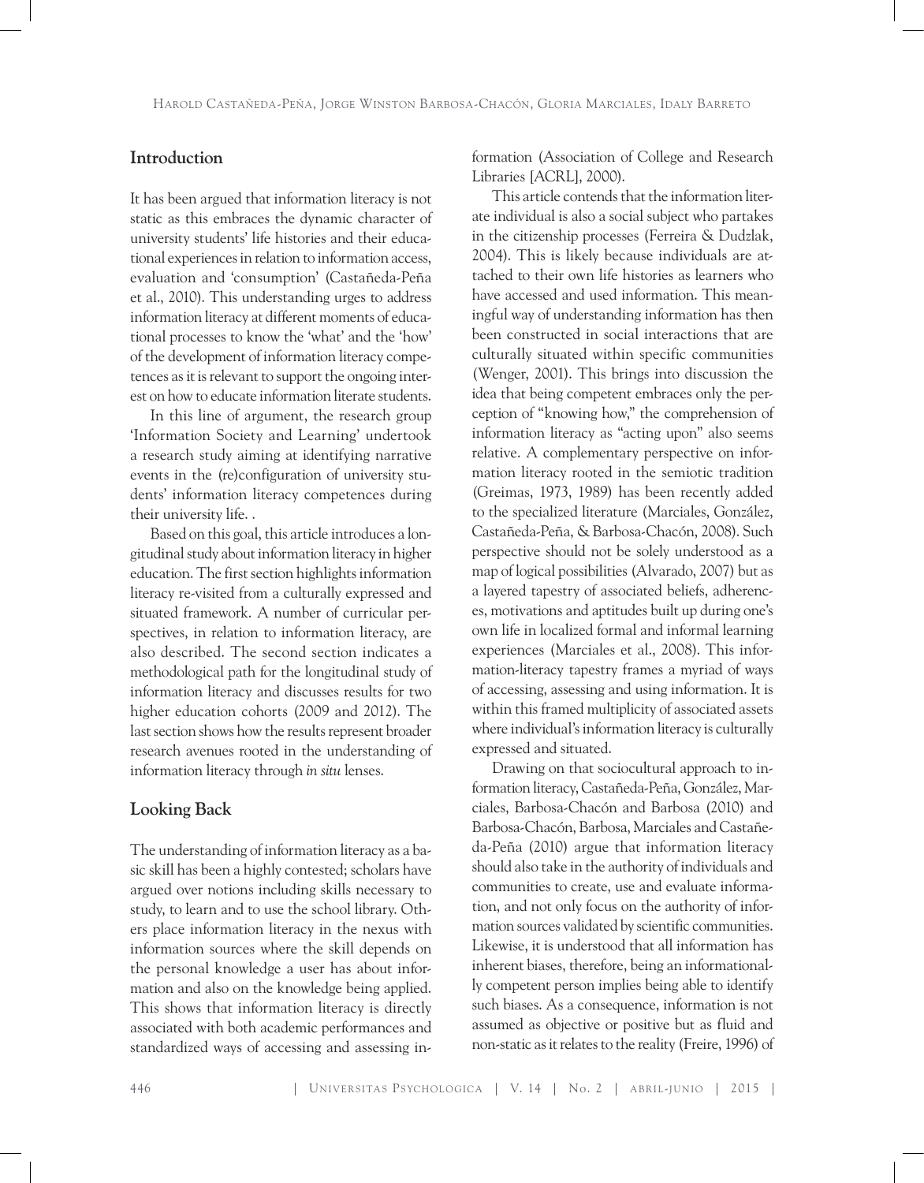## Introduction

It has been argued that information literacy is not static as this embraces the dynamic character of university students' life histories and their educational experiences in relation to information access, evaluation and 'consumption' (Castañeda-Peña et al., 2010). This understanding urges to address information literacy at different moments of educational processes to know the 'what' and the 'how' of the development of information literacy competences as it is relevant to support the ongoing interest on how to educate information literate students.

In this line of argument, the research group 'Information Society and Learning' undertook a research study aiming at identifying narrative events in the (re)configuration of university students' information literacy competences during their university life. .

Based on this goal, this article introduces a longitudinal study about information literacy in higher education. The first section highlights information literacy re-visited from a culturally expressed and situated framework. A number of curricular perspectives, in relation to information literacy, are also described. The second section indicates a methodological path for the longitudinal study of information literacy and discusses results for two higher education cohorts (2009 and 2012). The last section shows how the results represent broader research avenues rooted in the understanding of information literacy through *in situ* lenses.

## Looking Back

The understanding of information literacy as a basic skill has been a highly contested; scholars have argued over notions including skills necessary to study, to learn and to use the school library. Others place information literacy in the nexus with information sources where the skill depends on the personal knowledge a user has about information and also on the knowledge being applied. This shows that information literacy is directly associated with both academic performances and standardized ways of accessing and assessing information (Association of College and Research Libraries [ACRL], 2000).

This article contends that the information literate individual is also a social subject who partakes in the citizenship processes (Ferreira & Dudzlak, 2004). This is likely because individuals are attached to their own life histories as learners who have accessed and used information. This meaningful way of understanding information has then been constructed in social interactions that are culturally situated within specific communities (Wenger, 2001). This brings into discussion the idea that being competent embraces only the perception of "knowing how," the comprehension of information literacy as "acting upon" also seems relative. A complementary perspective on information literacy rooted in the semiotic tradition (Greimas, 1973, 1989) has been recently added to the specialized literature (Marciales, González, Castañeda-Peña, & Barbosa-Chacón, 2008). Such perspective should not be solely understood as a map of logical possibilities (Alvarado, 2007) but as a layered tapestry of associated beliefs, adherences, motivations and aptitudes built up during one's own life in localized formal and informal learning experiences (Marciales et al., 2008). This information-literacy tapestry frames a myriad of ways of accessing, assessing and using information. It is within this framed multiplicity of associated assets where individual's information literacy is culturally expressed and situated.

Drawing on that sociocultural approach to information literacy, Castañeda-Peña, González, Marciales, Barbosa-Chacón and Barbosa (2010) and Barbosa-Chacón, Barbosa, Marciales and Castañeda-Peña (2010) argue that information literacy should also take in the authority of individuals and communities to create, use and evaluate information, and not only focus on the authority of information sources validated by scientific communities. Likewise, it is understood that all information has inherent biases, therefore, being an informationally competent person implies being able to identify such biases. As a consequence, information is not assumed as objective or positive but as fluid and non-static as it relates to the reality (Freire, 1996) of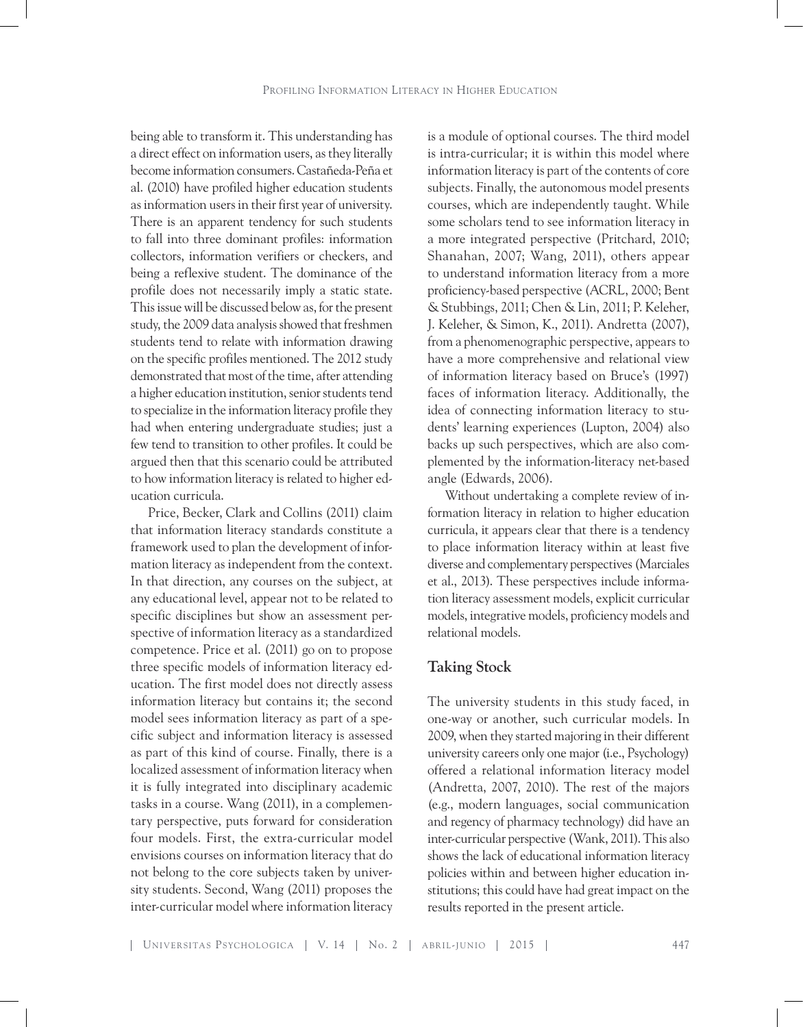being able to transform it. This understanding has a direct effect on information users, as they literally become information consumers. Castañeda-Peña et al. (2010) have profiled higher education students as information users in their first year of university. There is an apparent tendency for such students to fall into three dominant profiles: information collectors, information verifiers or checkers, and being a reflexive student. The dominance of the profile does not necessarily imply a static state. This issue will be discussed below as, for the present study, the 2009 data analysis showed that freshmen students tend to relate with information drawing on the specific profiles mentioned. The 2012 study demonstrated that most of the time, after attending a higher education institution, senior students tend to specialize in the information literacy profile they had when entering undergraduate studies; just a few tend to transition to other profiles. It could be argued then that this scenario could be attributed to how information literacy is related to higher education curricula.

Price, Becker, Clark and Collins (2011) claim that information literacy standards constitute a framework used to plan the development of information literacy as independent from the context. In that direction, any courses on the subject, at any educational level, appear not to be related to specific disciplines but show an assessment perspective of information literacy as a standardized competence. Price et al. (2011) go on to propose three specific models of information literacy education. The first model does not directly assess information literacy but contains it; the second model sees information literacy as part of a specific subject and information literacy is assessed as part of this kind of course. Finally, there is a localized assessment of information literacy when it is fully integrated into disciplinary academic tasks in a course. Wang (2011), in a complementary perspective, puts forward for consideration four models. First, the extra-curricular model envisions courses on information literacy that do not belong to the core subjects taken by university students. Second, Wang (2011) proposes the inter-curricular model where information literacy is a module of optional courses. The third model is intra-curricular; it is within this model where information literacy is part of the contents of core subjects. Finally, the autonomous model presents courses, which are independently taught. While some scholars tend to see information literacy in a more integrated perspective (Pritchard, 2010; Shanahan, 2007; Wang, 2011), others appear to understand information literacy from a more proficiency-based perspective (ACRL, 2000; Bent & Stubbings, 2011; Chen & Lin, 2011; P. Keleher, J. Keleher, & Simon, K., 2011). Andretta (2007), from a phenomenographic perspective, appears to have a more comprehensive and relational view of information literacy based on Bruce's (1997) faces of information literacy. Additionally, the idea of connecting information literacy to students' learning experiences (Lupton, 2004) also backs up such perspectives, which are also complemented by the information-literacy net-based angle (Edwards, 2006).

Without undertaking a complete review of information literacy in relation to higher education curricula, it appears clear that there is a tendency to place information literacy within at least five diverse and complementary perspectives (Marciales et al., 2013). These perspectives include information literacy assessment models, explicit curricular models, integrative models, proficiency models and relational models.

## Taking Stock

The university students in this study faced, in one-way or another, such curricular models. In 2009, when they started majoring in their different university careers only one major (i.e., Psychology) offered a relational information literacy model (Andretta, 2007, 2010). The rest of the majors (e.g., modern languages, social communication and regency of pharmacy technology) did have an inter-curricular perspective (Wank, 2011). This also shows the lack of educational information literacy policies within and between higher education institutions; this could have had great impact on the results reported in the present article.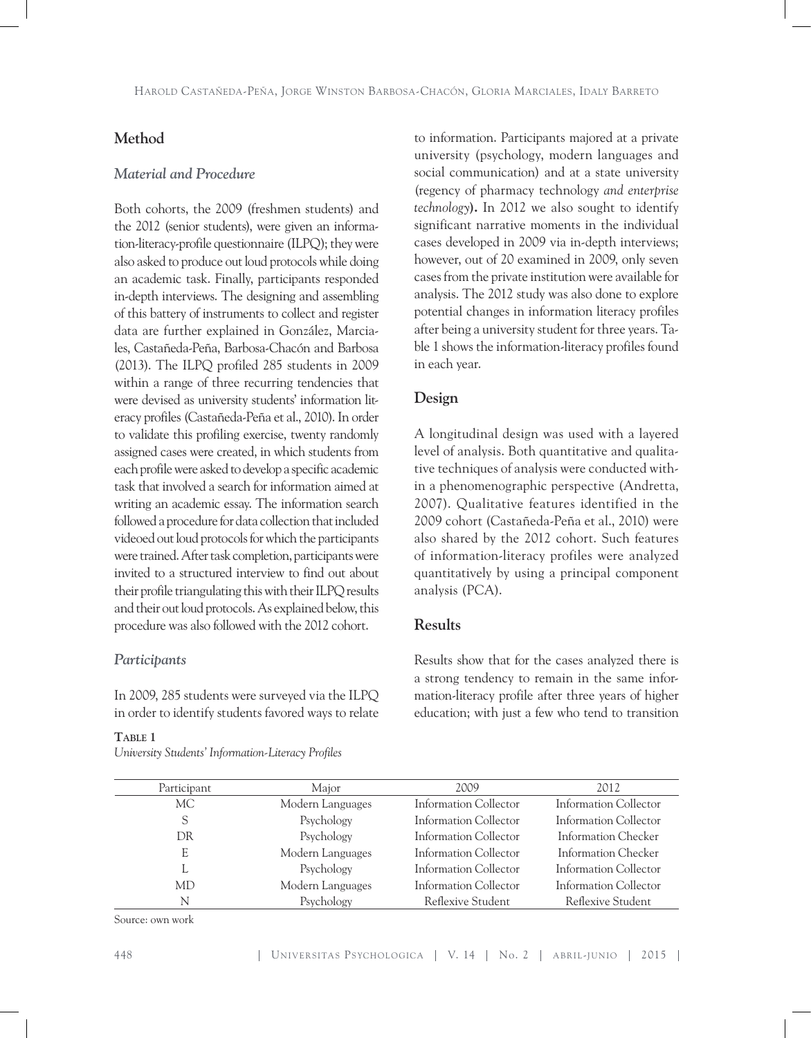## Method

### *Material and Procedure*

Both cohorts, the 2009 (freshmen students) and the 2012 (senior students), were given an information-literacy-profile questionnaire (ILPQ); they were also asked to produce out loud protocols while doing an academic task. Finally, participants responded in-depth interviews. The designing and assembling of this battery of instruments to collect and register data are further explained in González, Marciales, Castañeda-Peña, Barbosa-Chacón and Barbosa (2013). The ILPQ profiled 285 students in 2009 within a range of three recurring tendencies that were devised as university students' information literacy profiles (Castañeda-Peña et al., 2010). In order to validate this profiling exercise, twenty randomly assigned cases were created, in which students from each profile were asked to develop a specific academic task that involved a search for information aimed at writing an academic essay. The information search followed a procedure for data collection that included videoed out loud protocols for which the participants were trained. After task completion, participants were invited to a structured interview to find out about their profile triangulating this with their ILPQ results and their out loud protocols. As explained below, this procedure was also followed with the 2012 cohort.

### *Participants*

In 2009, 285 students were surveyed via the ILPQ in order to identify students favored ways to relate to information. Participants majored at a private university (psychology, modern languages and social communication) and at a state university (regency of pharmacy technology *and enterprise technology*)**.** In 2012 we also sought to identify significant narrative moments in the individual cases developed in 2009 via in-depth interviews; however, out of 20 examined in 2009, only seven cases from the private institution were available for analysis. The 2012 study was also done to explore potential changes in information literacy profiles after being a university student for three years. Table 1 shows the information-literacy profiles found in each year.

## Design

A longitudinal design was used with a layered level of analysis. Both quantitative and qualitative techniques of analysis were conducted within a phenomenographic perspective (Andretta, 2007). Qualitative features identified in the 2009 cohort (Castañeda-Peña et al., 2010) were also shared by the 2012 cohort. Such features of information-literacy profiles were analyzed quantitatively by using a principal component analysis (PCA).

## Results

Results show that for the cases analyzed there is a strong tendency to remain in the same information-literacy profile after three years of higher education; with just a few who tend to transition

**Table 1**
*University Students' Information-Literacy Profiles*

| Participant | Major | 2009 | 2012 |
|---|---|---|---|
| MC | Modern Languages | Information Collector | Information Collector |
| S | Psychology | Information Collector | Information Collector |
| DR | Psychology | Information Collector | Information Checker |
| E | Modern Languages | Information Collector | Information Checker |
| L | Psychology | Information Collector | Information Collector |
| MD | Modern Languages | Information Collector | Information Collector |
| N | Psychology | Reflexive Student | Reflexive Student |

Source: own work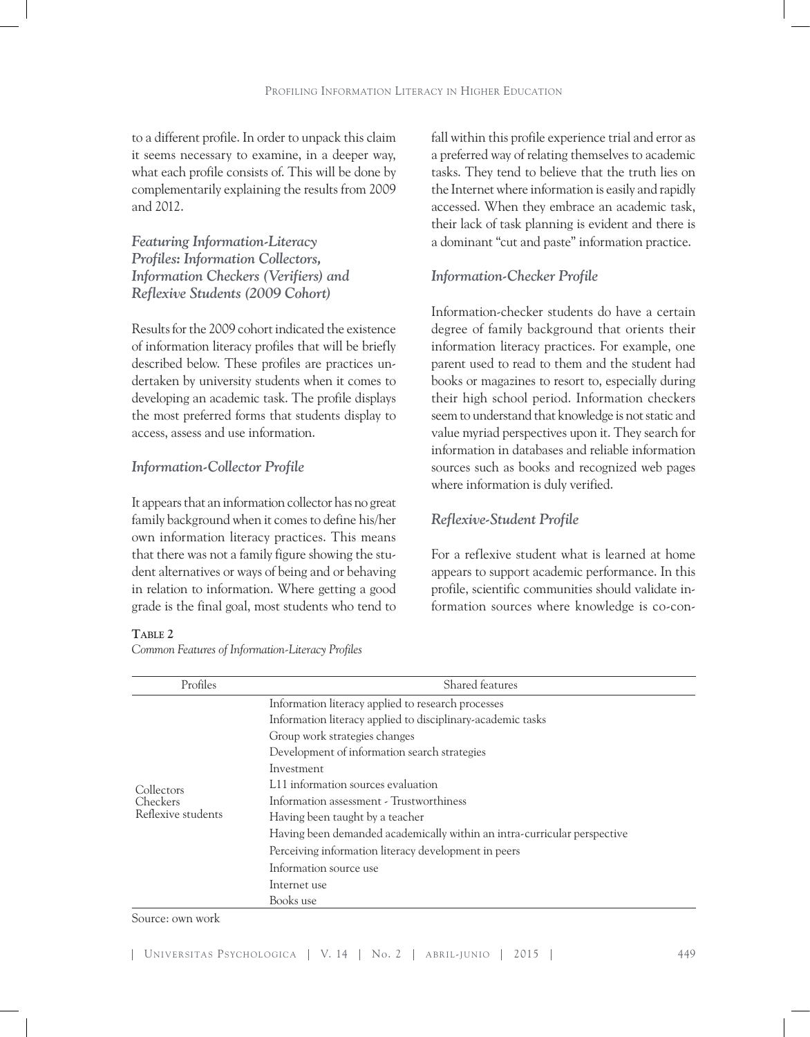to a different profile. In order to unpack this claim it seems necessary to examine, in a deeper way, what each profile consists of. This will be done by complementarily explaining the results from 2009 and 2012.

### *Featuring Information-Literacy Profiles: Information Collectors, Information Checkers (Verifiers) and Reflexive Students (2009 Cohort)*

Results for the 2009 cohort indicated the existence of information literacy profiles that will be briefly described below. These profiles are practices undertaken by university students when it comes to developing an academic task. The profile displays the most preferred forms that students display to access, assess and use information.

### *Information-Collector Profile*

It appears that an information collector has no great family background when it comes to define his/her own information literacy practices. This means that there was not a family figure showing the student alternatives or ways of being and or behaving in relation to information. Where getting a good grade is the final goal, most students who tend to fall within this profile experience trial and error as a preferred way of relating themselves to academic tasks. They tend to believe that the truth lies on the Internet where information is easily and rapidly accessed. When they embrace an academic task, their lack of task planning is evident and there is a dominant "cut and paste" information practice.

### *Information-Checker Profile*

Information-checker students do have a certain degree of family background that orients their information literacy practices. For example, one parent used to read to them and the student had books or magazines to resort to, especially during their high school period. Information checkers seem to understand that knowledge is not static and value myriad perspectives upon it. They search for information in databases and reliable information sources such as books and recognized web pages where information is duly verified.

### *Reflexive-Student Profile*

For a reflexive student what is learned at home appears to support academic performance. In this profile, scientific communities should validate information sources where knowledge is co-con-

**Table 2**
*Common Features of Information-Literacy Profiles*

| Profiles | Shared features |
|---|---|
| Collectors<br>Checkers<br>Reflexive students | Information literacy applied to research processes |
| | Information literacy applied to disciplinary-academic tasks |
| | Group work strategies changes |
| | Development of information search strategies |
| | Investment |
| | L11 information sources evaluation |
| | Information assessment - Trustworthiness |
| | Having been taught by a teacher |
| | Having been demanded academically within an intra-curricular perspective |
| | Perceiving information literacy development in peers |
| | Information source use |
| | Internet use |
| | Books use |

Source: own work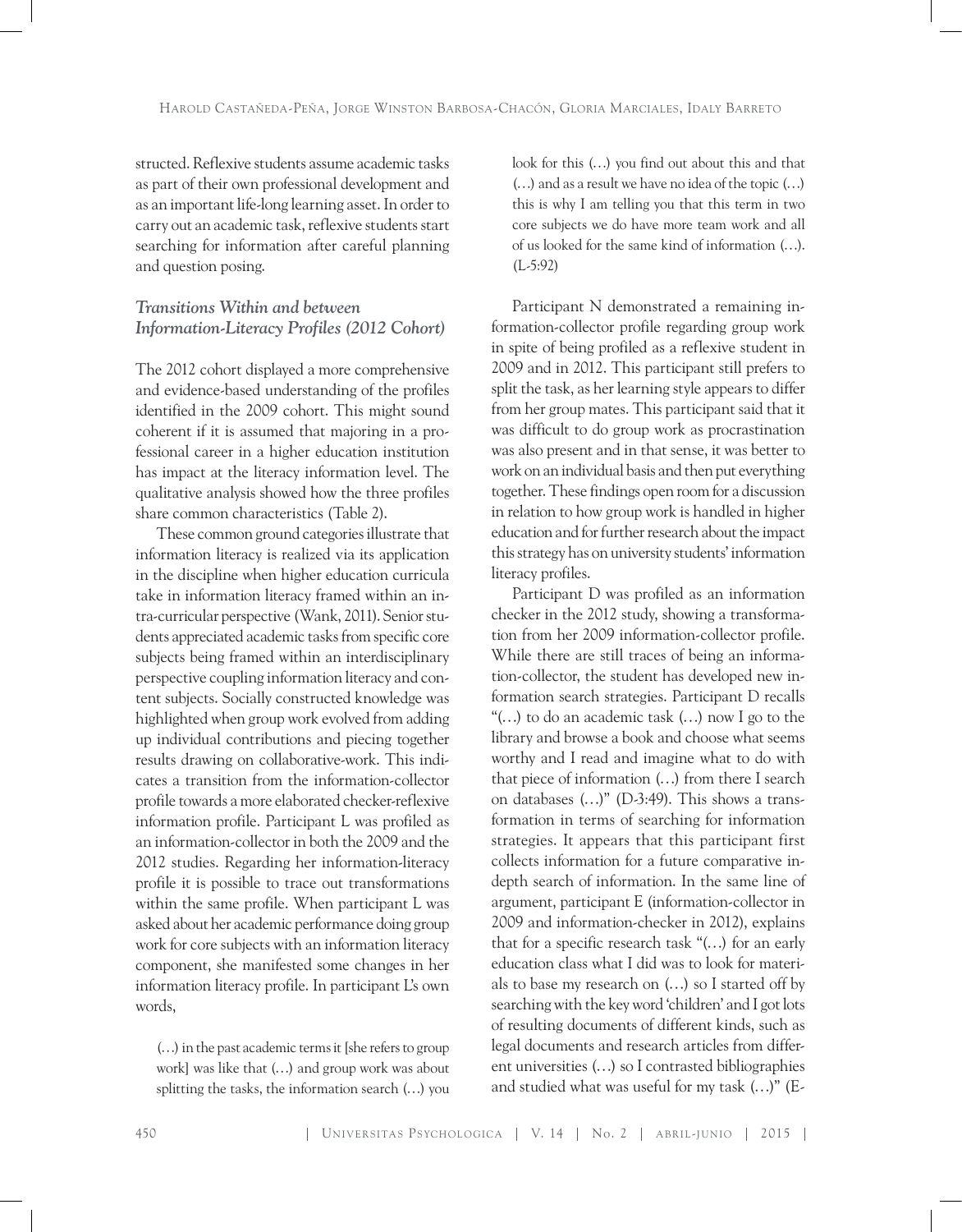structed. Reflexive students assume academic tasks as part of their own professional development and as an important life-long learning asset. In order to carry out an academic task, reflexive students start searching for information after careful planning and question posing.

### *Transitions Within and between Information-Literacy Profiles (2012 Cohort)*

The 2012 cohort displayed a more comprehensive and evidence-based understanding of the profiles identified in the 2009 cohort. This might sound coherent if it is assumed that majoring in a professional career in a higher education institution has impact at the literacy information level. The qualitative analysis showed how the three profiles share common characteristics (Table 2).

These common ground categories illustrate that information literacy is realized via its application in the discipline when higher education curricula take in information literacy framed within an intra-curricular perspective (Wank, 2011). Senior students appreciated academic tasks from specific core subjects being framed within an interdisciplinary perspective coupling information literacy and content subjects. Socially constructed knowledge was highlighted when group work evolved from adding up individual contributions and piecing together results drawing on collaborative-work. This indicates a transition from the information-collector profile towards a more elaborated checker-reflexive information profile. Participant L was profiled as an information-collector in both the 2009 and the 2012 studies. Regarding her information-literacy profile it is possible to trace out transformations within the same profile. When participant L was asked about her academic performance doing group work for core subjects with an information literacy component, she manifested some changes in her information literacy profile. In participant L's own words,

> (…) in the past academic terms it [she refers to group work] was like that (…) and group work was about splitting the tasks, the information search (…) you look for this (…) you find out about this and that (…) and as a result we have no idea of the topic (…) this is why I am telling you that this term in two core subjects we do have more team work and all of us looked for the same kind of information (…). (L-5:92)

Participant N demonstrated a remaining information-collector profile regarding group work in spite of being profiled as a reflexive student in 2009 and in 2012. This participant still prefers to split the task, as her learning style appears to differ from her group mates. This participant said that it was difficult to do group work as procrastination was also present and in that sense, it was better to work on an individual basis and then put everything together. These findings open room for a discussion in relation to how group work is handled in higher education and for further research about the impact this strategy has on university students' information literacy profiles.

Participant D was profiled as an information checker in the 2012 study, showing a transformation from her 2009 information-collector profile. While there are still traces of being an information-collector, the student has developed new information search strategies. Participant D recalls "(…) to do an academic task (…) now I go to the library and browse a book and choose what seems worthy and I read and imagine what to do with that piece of information (…) from there I search on databases (…)" (D-3:49). This shows a transformation in terms of searching for information strategies. It appears that this participant first collects information for a future comparative in-depth search of information. In the same line of argument, participant E (information-collector in 2009 and information-checker in 2012), explains that for a specific research task "(…) for an early education class what I did was to look for materials to base my research on (…) so I started off by searching with the key word 'children' and I got lots of resulting documents of different kinds, such as legal documents and research articles from different universities (…) so I contrasted bibliographies and studied what was useful for my task (…)" (E-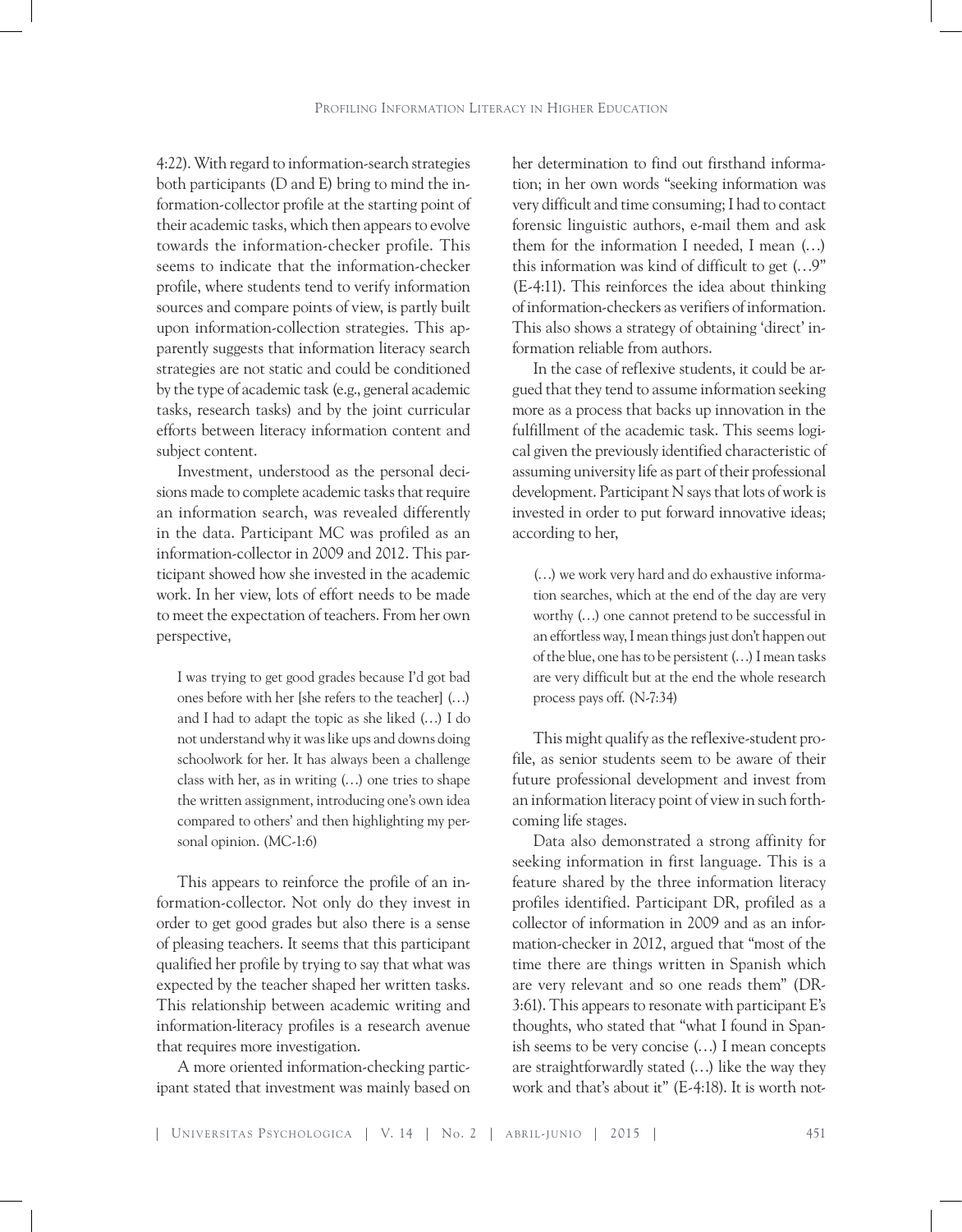4:22). With regard to information-search strategies both participants (D and E) bring to mind the information-collector profile at the starting point of their academic tasks, which then appears to evolve towards the information-checker profile. This seems to indicate that the information-checker profile, where students tend to verify information sources and compare points of view, is partly built upon information-collection strategies. This apparently suggests that information literacy search strategies are not static and could be conditioned by the type of academic task (e.g., general academic tasks, research tasks) and by the joint curricular efforts between literacy information content and subject content.

Investment, understood as the personal decisions made to complete academic tasks that require an information search, was revealed differently in the data. Participant MC was profiled as an information-collector in 2009 and 2012. This participant showed how she invested in the academic work. In her view, lots of effort needs to be made to meet the expectation of teachers. From her own perspective,

> I was trying to get good grades because I'd got bad ones before with her [she refers to the teacher] (…) and I had to adapt the topic as she liked (…) I do not understand why it was like ups and downs doing schoolwork for her. It has always been a challenge class with her, as in writing (…) one tries to shape the written assignment, introducing one's own idea compared to others' and then highlighting my personal opinion. (MC-1:6)

This appears to reinforce the profile of an information-collector. Not only do they invest in order to get good grades but also there is a sense of pleasing teachers. It seems that this participant qualified her profile by trying to say that what was expected by the teacher shaped her written tasks. This relationship between academic writing and information-literacy profiles is a research avenue that requires more investigation.

A more oriented information-checking participant stated that investment was mainly based on her determination to find out firsthand information; in her own words "seeking information was very difficult and time consuming; I had to contact forensic linguistic authors, e-mail them and ask them for the information I needed, I mean (…) this information was kind of difficult to get (…9" (E-4:11). This reinforces the idea about thinking of information-checkers as verifiers of information. This also shows a strategy of obtaining 'direct' information reliable from authors.

In the case of reflexive students, it could be argued that they tend to assume information seeking more as a process that backs up innovation in the fulfillment of the academic task. This seems logical given the previously identified characteristic of assuming university life as part of their professional development. Participant N says that lots of work is invested in order to put forward innovative ideas; according to her,

> (…) we work very hard and do exhaustive information searches, which at the end of the day are very worthy (…) one cannot pretend to be successful in an effortless way, I mean things just don't happen out of the blue, one has to be persistent (…) I mean tasks are very difficult but at the end the whole research process pays off. (N-7:34)

This might qualify as the reflexive-student profile, as senior students seem to be aware of their future professional development and invest from an information literacy point of view in such forthcoming life stages.

Data also demonstrated a strong affinity for seeking information in first language. This is a feature shared by the three information literacy profiles identified. Participant DR, profiled as a collector of information in 2009 and as an information-checker in 2012, argued that "most of the time there are things written in Spanish which are very relevant and so one reads them" (DR-3:61). This appears to resonate with participant E's thoughts, who stated that "what I found in Spanish seems to be very concise (…) I mean concepts are straightforwardly stated (…) like the way they work and that's about it" (E-4:18). It is worth not-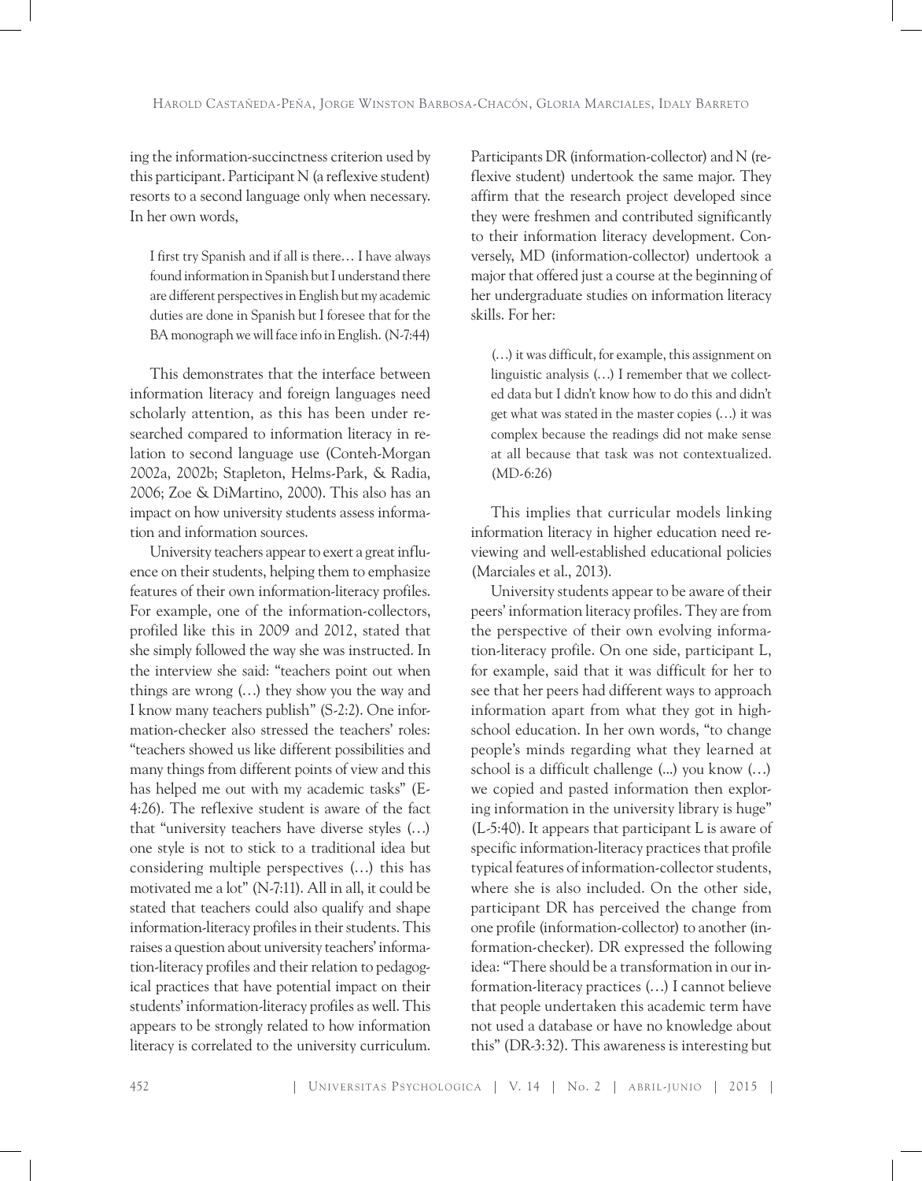ing the information-succinctness criterion used by this participant. Participant N (a reflexive student) resorts to a second language only when necessary. In her own words,

> I first try Spanish and if all is there… I have always found information in Spanish but I understand there are different perspectives in English but my academic duties are done in Spanish but I foresee that for the BA monograph we will face info in English. (N-7:44)

This demonstrates that the interface between information literacy and foreign languages need scholarly attention, as this has been under researched compared to information literacy in relation to second language use (Conteh-Morgan 2002a, 2002b; Stapleton, Helms-Park, & Radia, 2006; Zoe & DiMartino, 2000). This also has an impact on how university students assess information and information sources.

University teachers appear to exert a great influence on their students, helping them to emphasize features of their own information-literacy profiles. For example, one of the information-collectors, profiled like this in 2009 and 2012, stated that she simply followed the way she was instructed. In the interview she said: "teachers point out when things are wrong (…) they show you the way and I know many teachers publish" (S-2:2). One information-checker also stressed the teachers' roles: "teachers showed us like different possibilities and many things from different points of view and this has helped me out with my academic tasks" (E-4:26). The reflexive student is aware of the fact that "university teachers have diverse styles (…) one style is not to stick to a traditional idea but considering multiple perspectives (…) this has motivated me a lot" (N-7:11). All in all, it could be stated that teachers could also qualify and shape information-literacy profiles in their students. This raises a question about university teachers' information-literacy profiles and their relation to pedagogical practices that have potential impact on their students' information-literacy profiles as well. This appears to be strongly related to how information literacy is correlated to the university curriculum. Participants DR (information-collector) and N (reflexive student) undertook the same major. They affirm that the research project developed since they were freshmen and contributed significantly to their information literacy development. Conversely, MD (information-collector) undertook a major that offered just a course at the beginning of her undergraduate studies on information literacy skills. For her:

> (…) it was difficult, for example, this assignment on linguistic analysis (…) I remember that we collected data but I didn't know how to do this and didn't get what was stated in the master copies (…) it was complex because the readings did not make sense at all because that task was not contextualized. (MD-6:26)

This implies that curricular models linking information literacy in higher education need reviewing and well-established educational policies (Marciales et al., 2013).

University students appear to be aware of their peers' information literacy profiles. They are from the perspective of their own evolving information-literacy profile. On one side, participant L, for example, said that it was difficult for her to see that her peers had different ways to approach information apart from what they got in high-school education. In her own words, "to change people's minds regarding what they learned at school is a difficult challenge (...) you know (…) we copied and pasted information then exploring information in the university library is huge" (L-5:40). It appears that participant L is aware of specific information-literacy practices that profile typical features of information-collector students, where she is also included. On the other side, participant DR has perceived the change from one profile (information-collector) to another (information-checker). DR expressed the following idea: "There should be a transformation in our information-literacy practices (…) I cannot believe that people undertaken this academic term have not used a database or have no knowledge about this" (DR-3:32). This awareness is interesting but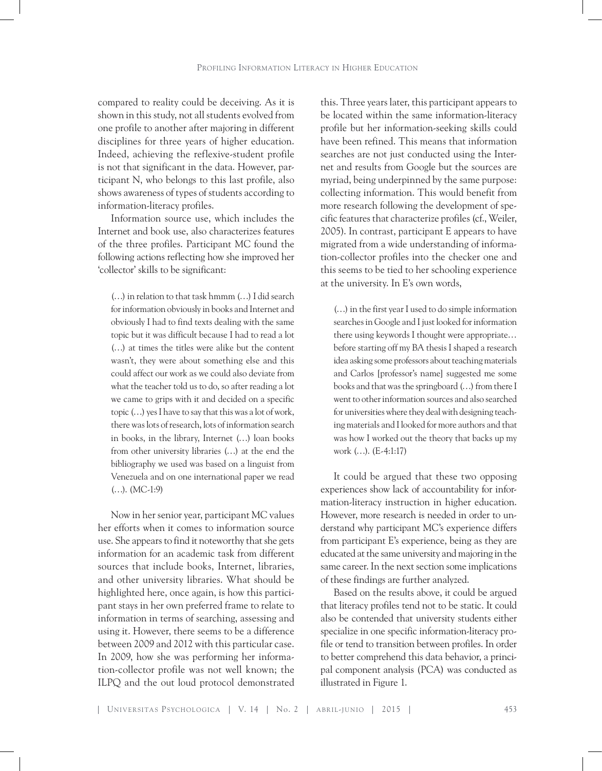compared to reality could be deceiving. As it is shown in this study, not all students evolved from one profile to another after majoring in different disciplines for three years of higher education. Indeed, achieving the reflexive-student profile is not that significant in the data. However, participant N, who belongs to this last profile, also shows awareness of types of students according to information-literacy profiles.

Information source use, which includes the Internet and book use, also characterizes features of the three profiles. Participant MC found the following actions reflecting how she improved her 'collector' skills to be significant:

> (…) in relation to that task hmmm (…) I did search for information obviously in books and Internet and obviously I had to find texts dealing with the same topic but it was difficult because I had to read a lot (…) at times the titles were alike but the content wasn't, they were about something else and this could affect our work as we could also deviate from what the teacher told us to do, so after reading a lot we came to grips with it and decided on a specific topic (…) yes I have to say that this was a lot of work, there was lots of research, lots of information search in books, in the library, Internet (…) loan books from other university libraries (…) at the end the bibliography we used was based on a linguist from Venezuela and on one international paper we read (…). (MC-1:9)

Now in her senior year, participant MC values her efforts when it comes to information source use. She appears to find it noteworthy that she gets information for an academic task from different sources that include books, Internet, libraries, and other university libraries. What should be highlighted here, once again, is how this participant stays in her own preferred frame to relate to information in terms of searching, assessing and using it. However, there seems to be a difference between 2009 and 2012 with this particular case. In 2009, how she was performing her information-collector profile was not well known; the ILPQ and the out loud protocol demonstrated this. Three years later, this participant appears to be located within the same information-literacy profile but her information-seeking skills could have been refined. This means that information searches are not just conducted using the Internet and results from Google but the sources are myriad, being underpinned by the same purpose: collecting information. This would benefit from more research following the development of specific features that characterize profiles (cf., Weiler, 2005). In contrast, participant E appears to have migrated from a wide understanding of information-collector profiles into the checker one and this seems to be tied to her schooling experience at the university. In E's own words,

> (…) in the first year I used to do simple information searches in Google and I just looked for information there using keywords I thought were appropriate… before starting off my BA thesis I shaped a research idea asking some professors about teaching materials and Carlos [professor's name] suggested me some books and that was the springboard (…) from there I went to other information sources and also searched for universities where they deal with designing teaching materials and I looked for more authors and that was how I worked out the theory that backs up my work (…). (E-4:1:17)

It could be argued that these two opposing experiences show lack of accountability for information-literacy instruction in higher education. However, more research is needed in order to understand why participant MC's experience differs from participant E's experience, being as they are educated at the same university and majoring in the same career. In the next section some implications of these findings are further analyzed.

Based on the results above, it could be argued that literacy profiles tend not to be static. It could also be contended that university students either specialize in one specific information-literacy profile or tend to transition between profiles. In order to better comprehend this data behavior, a principal component analysis (PCA) was conducted as illustrated in Figure 1.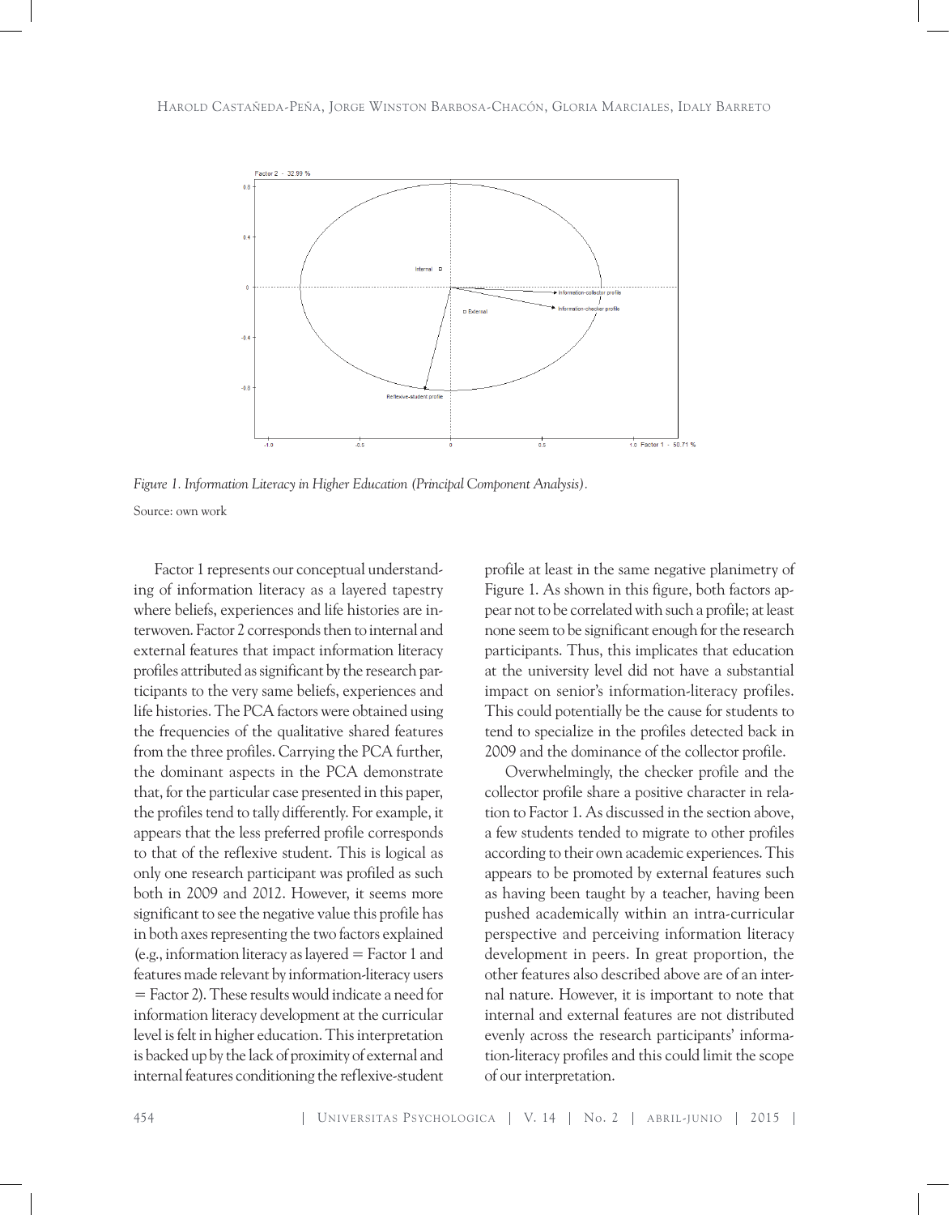*Figure 1. Information Literacy in Higher Education (Principal Component Analysis).*

Source: own work

Factor 1 represents our conceptual understanding of information literacy as a layered tapestry where beliefs, experiences and life histories are interwoven. Factor 2 corresponds then to internal and external features that impact information literacy profiles attributed as significant by the research participants to the very same beliefs, experiences and life histories. The PCA factors were obtained using the frequencies of the qualitative shared features from the three profiles. Carrying the PCA further, the dominant aspects in the PCA demonstrate that, for the particular case presented in this paper, the profiles tend to tally differently. For example, it appears that the less preferred profile corresponds to that of the reflexive student. This is logical as only one research participant was profiled as such both in 2009 and 2012. However, it seems more significant to see the negative value this profile has in both axes representing the two factors explained (e.g., information literacy as layered = Factor 1 and features made relevant by information-literacy users = Factor 2). These results would indicate a need for information literacy development at the curricular level is felt in higher education. This interpretation is backed up by the lack of proximity of external and internal features conditioning the reflexive-student profile at least in the same negative planimetry of Figure 1. As shown in this figure, both factors appear not to be correlated with such a profile; at least none seem to be significant enough for the research participants. Thus, this implicates that education at the university level did not have a substantial impact on senior's information-literacy profiles. This could potentially be the cause for students to tend to specialize in the profiles detected back in 2009 and the dominance of the collector profile.

Overwhelmingly, the checker profile and the collector profile share a positive character in relation to Factor 1. As discussed in the section above, a few students tended to migrate to other profiles according to their own academic experiences. This appears to be promoted by external features such as having been taught by a teacher, having been pushed academically within an intra-curricular perspective and perceiving information literacy development in peers. In great proportion, the other features also described above are of an internal nature. However, it is important to note that internal and external features are not distributed evenly across the research participants' information-literacy profiles and this could limit the scope of our interpretation.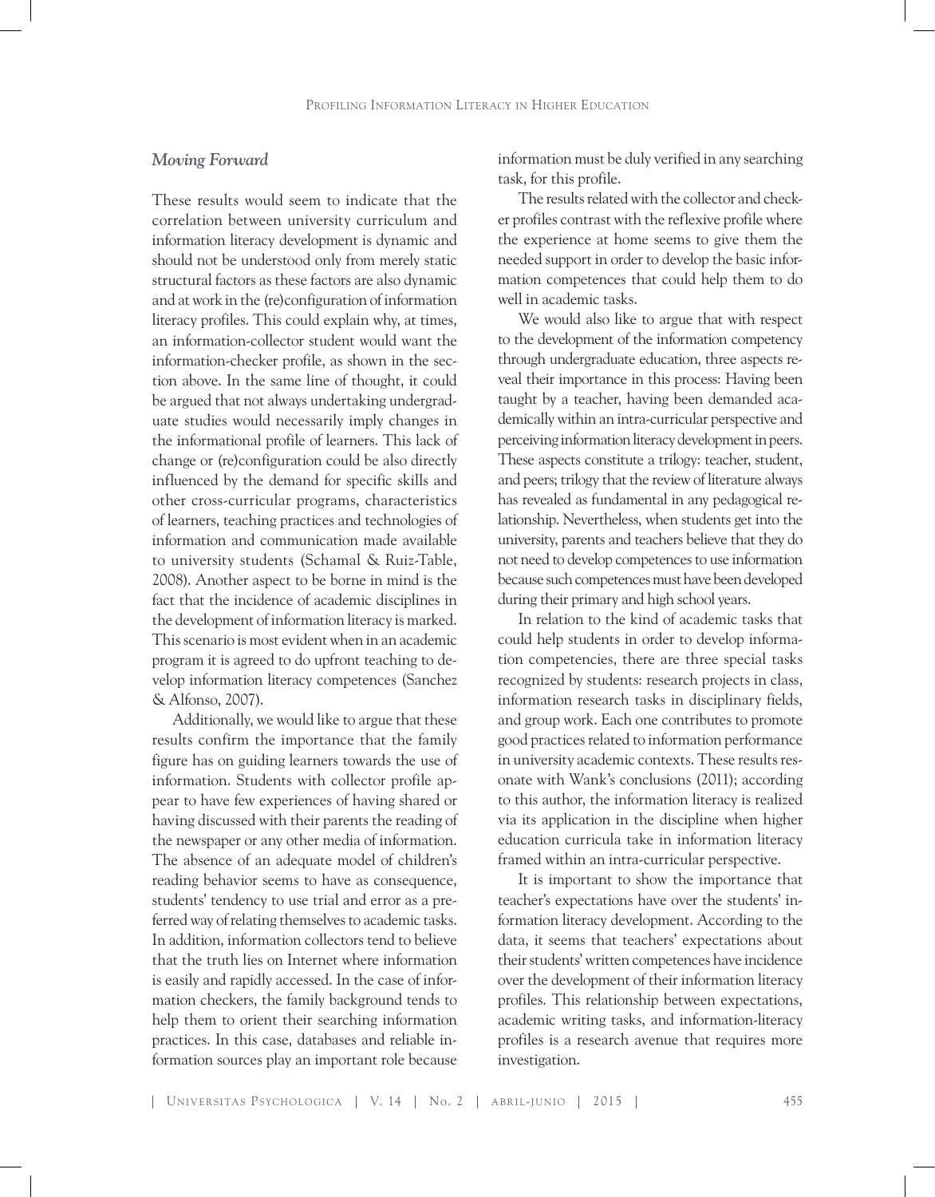### *Moving Forward*

These results would seem to indicate that the correlation between university curriculum and information literacy development is dynamic and should not be understood only from merely static structural factors as these factors are also dynamic and at work in the (re)configuration of information literacy profiles. This could explain why, at times, an information-collector student would want the information-checker profile, as shown in the section above. In the same line of thought, it could be argued that not always undertaking undergraduate studies would necessarily imply changes in the informational profile of learners. This lack of change or (re)configuration could be also directly influenced by the demand for specific skills and other cross-curricular programs, characteristics of learners, teaching practices and technologies of information and communication made available to university students (Schamal & Ruiz-Table, 2008). Another aspect to be borne in mind is the fact that the incidence of academic disciplines in the development of information literacy is marked. This scenario is most evident when in an academic program it is agreed to do upfront teaching to develop information literacy competences (Sanchez & Alfonso, 2007).

Additionally, we would like to argue that these results confirm the importance that the family figure has on guiding learners towards the use of information. Students with collector profile appear to have few experiences of having shared or having discussed with their parents the reading of the newspaper or any other media of information. The absence of an adequate model of children's reading behavior seems to have as consequence, students' tendency to use trial and error as a preferred way of relating themselves to academic tasks. In addition, information collectors tend to believe that the truth lies on Internet where information is easily and rapidly accessed. In the case of information checkers, the family background tends to help them to orient their searching information practices. In this case, databases and reliable information sources play an important role because information must be duly verified in any searching task, for this profile.

The results related with the collector and checker profiles contrast with the reflexive profile where the experience at home seems to give them the needed support in order to develop the basic information competences that could help them to do well in academic tasks.

We would also like to argue that with respect to the development of the information competency through undergraduate education, three aspects reveal their importance in this process: Having been taught by a teacher, having been demanded academically within an intra-curricular perspective and perceiving information literacy development in peers. These aspects constitute a trilogy: teacher, student, and peers; trilogy that the review of literature always has revealed as fundamental in any pedagogical relationship. Nevertheless, when students get into the university, parents and teachers believe that they do not need to develop competences to use information because such competences must have been developed during their primary and high school years.

In relation to the kind of academic tasks that could help students in order to develop information competencies, there are three special tasks recognized by students: research projects in class, information research tasks in disciplinary fields, and group work. Each one contributes to promote good practices related to information performance in university academic contexts. These results resonate with Wank's conclusions (2011); according to this author, the information literacy is realized via its application in the discipline when higher education curricula take in information literacy framed within an intra-curricular perspective.

It is important to show the importance that teacher's expectations have over the students' information literacy development. According to the data, it seems that teachers' expectations about their students' written competences have incidence over the development of their information literacy profiles. This relationship between expectations, academic writing tasks, and information-literacy profiles is a research avenue that requires more investigation.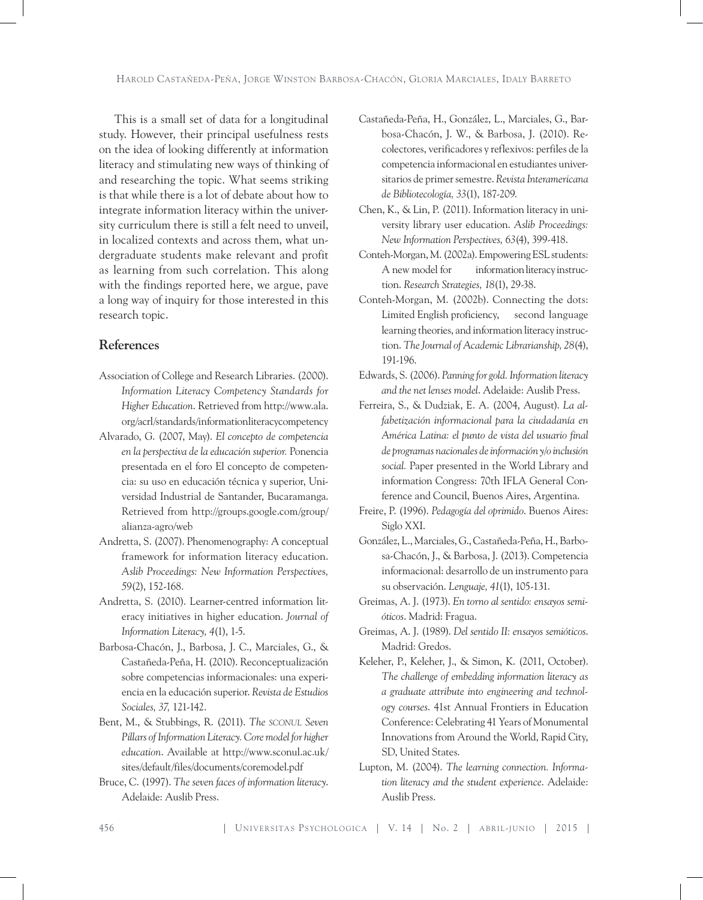This is a small set of data for a longitudinal study. However, their principal usefulness rests on the idea of looking differently at information literacy and stimulating new ways of thinking of and researching the topic. What seems striking is that while there is a lot of debate about how to integrate information literacy within the university curriculum there is still a felt need to unveil, in localized contexts and across them, what undergraduate students make relevant and profit as learning from such correlation. This along with the findings reported here, we argue, pave a long way of inquiry for those interested in this research topic.

## References

Association of College and Research Libraries. (2000). *Information Literacy Competency Standards for Higher Education*. Retrieved from http://www.ala.org/acrl/standards/informationliteracycompetency

Alvarado, G. (2007, May). *El concepto de competencia en la perspectiva de la educación superior.* Ponencia presentada en el foro El concepto de competencia: su uso en educación técnica y superior, Universidad Industrial de Santander, Bucaramanga. Retrieved from http://groups.google.com/group/alianza-agro/web

Andretta, S. (2007). Phenomenography: A conceptual framework for information literacy education. *Aslib Proceedings: New Information Perspectives, 59*(2), 152-168.

Andretta, S. (2010). Learner-centred information literacy initiatives in higher education. *Journal of Information Literacy, 4*(1), 1-5.

Barbosa-Chacón, J., Barbosa, J. C., Marciales, G., & Castañeda-Peña, H. (2010). Reconceptualización sobre competencias informacionales: una experiencia en la educación superior. *Revista de Estudios Sociales, 37,* 121-142.

Bent, M., & Stubbings, R. (2011). *The SCONUL Seven Pillars of Information Literacy. Core model for higher education*. Available at http://www.sconul.ac.uk/sites/default/files/documents/coremodel.pdf

Bruce, C. (1997). *The seven faces of information literacy*. Adelaide: Auslib Press.

Castañeda-Peña, H., González, L., Marciales, G., Barbosa-Chacón, J. W., & Barbosa, J. (2010). Recolectores, verificadores y reflexivos: perfiles de la competencia informacional en estudiantes universitarios de primer semestre. *Revista Interamericana de Bibliotecología, 33*(1), 187-209.

Chen, K., & Lin, P. (2011). Information literacy in university library user education. *Aslib Proceedings: New Information Perspectives, 63*(4), 399-418.

Conteh-Morgan, M. (2002a). Empowering ESL students: A new model for information literacy instruction. *Research Strategies, 18*(1), 29-38.

Conteh-Morgan, M. (2002b). Connecting the dots: Limited English proficiency, second language learning theories, and information literacy instruction. *The Journal of Academic Librarianship, 28*(4), 191-196.

Edwards, S. (2006). *Panning for gold. Information literacy and the net lenses model*. Adelaide: Auslib Press.

Ferreira, S., & Dudziak, E. A. (2004, August). *La alfabetización informacional para la ciudadanía en América Latina: el punto de vista del usuario final de programas nacionales de información y/o inclusión social.* Paper presented in the World Library and information Congress: 70th IFLA General Conference and Council, Buenos Aires, Argentina.

Freire, P. (1996). *Pedagogía del oprimido*. Buenos Aires: Siglo XXI.

González, L., Marciales, G., Castañeda-Peña, H., Barbosa-Chacón, J., & Barbosa, J. (2013). Competencia informacional: desarrollo de un instrumento para su observación. *Lenguaje, 41*(1), 105-131.

Greimas, A. J. (1973). *En torno al sentido: ensayos semióticos*. Madrid: Fragua.

Greimas, A. J. (1989). *Del sentido II: ensayos semióticos*. Madrid: Gredos.

Keleher, P., Keleher, J., & Simon, K. (2011, October). *The challenge of embedding information literacy as a graduate attribute into engineering and technology courses*. 41st Annual Frontiers in Education Conference: Celebrating 41 Years of Monumental Innovations from Around the World, Rapid City, SD, United States.

Lupton, M. (2004). *The learning connection. Information literacy and the student experience*. Adelaide: Auslib Press.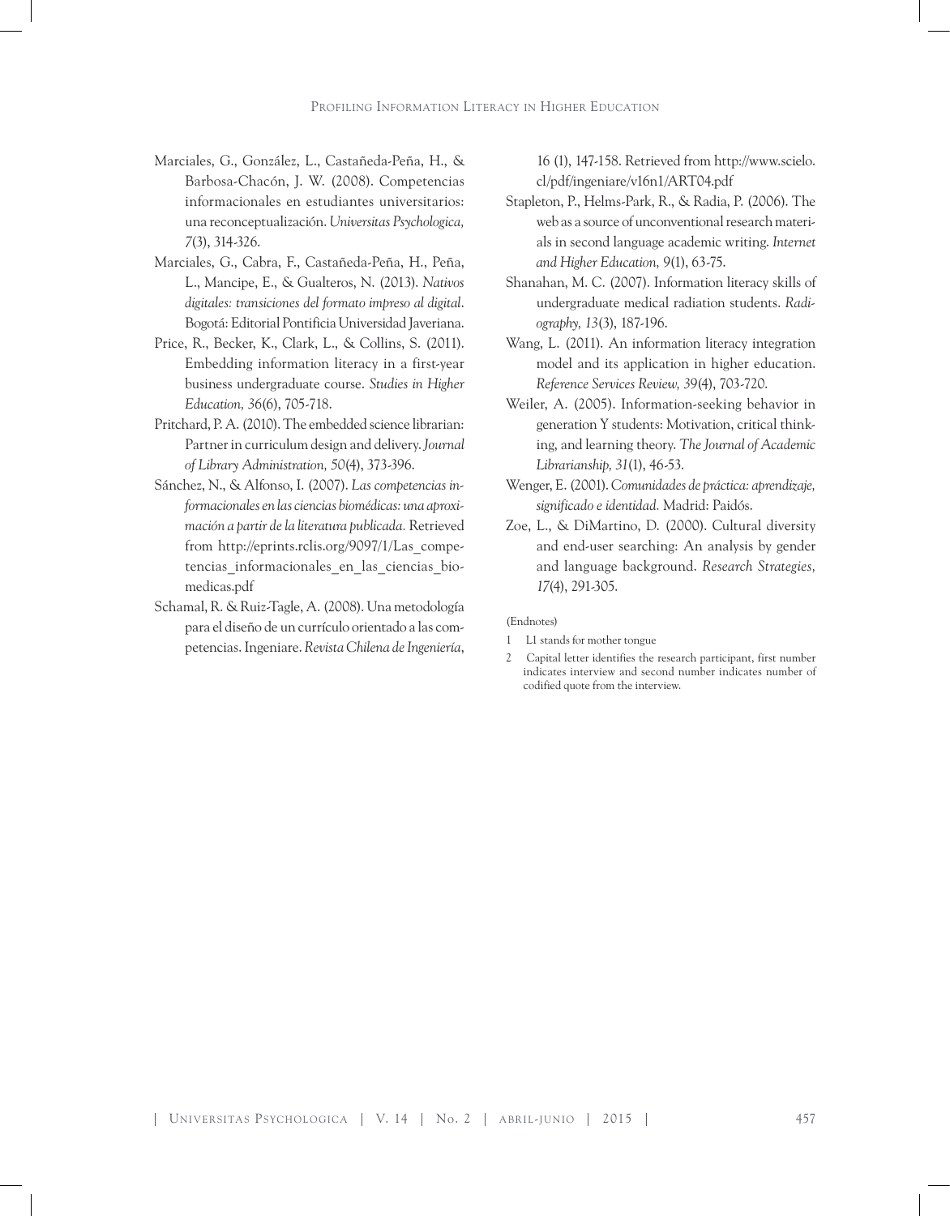Marciales, G., González, L., Castañeda-Peña, H., & Barbosa-Chacón, J. W. (2008). Competencias informacionales en estudiantes universitarios: una reconceptualización. *Universitas Psychologica, 7*(3), 314-326.

Marciales, G., Cabra, F., Castañeda-Peña, H., Peña, L., Mancipe, E., & Gualteros, N. (2013). *Nativos digitales: transiciones del formato impreso al digital*. Bogotá: Editorial Pontificia Universidad Javeriana.

Price, R., Becker, K., Clark, L., & Collins, S. (2011). Embedding information literacy in a first-year business undergraduate course. *Studies in Higher Education, 36*(6), 705-718.

Pritchard, P. A. (2010). The embedded science librarian: Partner in curriculum design and delivery. *Journal of Library Administration, 50*(4), 373-396.

Sánchez, N., & Alfonso, I. (2007). *Las competencias informacionales en las ciencias biomédicas: una aproximación a partir de la literatura publicada.* Retrieved from http://eprints.rclis.org/9097/1/Las_competencias_informacionales_en_las_ciencias_biomedicas.pdf

Schamal, R. & Ruiz-Tagle, A. (2008). Una metodología para el diseño de un currículo orientado a las competencias. Ingeniare. *Revista Chilena de Ingeniería*, 16 (1), 147-158. Retrieved from http://www.scielo.cl/pdf/ingeniare/v16n1/ART04.pdf

Stapleton, P., Helms-Park, R., & Radia, P. (2006). The web as a source of unconventional research materials in second language academic writing. *Internet and Higher Education, 9*(1), 63-75.

Shanahan, M. C. (2007). Information literacy skills of undergraduate medical radiation students. *Radiography, 13*(3), 187-196.

Wang, L. (2011). An information literacy integration model and its application in higher education. *Reference Services Review, 39*(4), 703-720.

Weiler, A. (2005). Information-seeking behavior in generation Y students: Motivation, critical thinking, and learning theory. *The Journal of Academic Librarianship, 31*(1), 46-53.

Wenger, E. (2001). *Comunidades de práctica: aprendizaje, significado e identidad.* Madrid: Paidós.

Zoe, L., & DiMartino, D. (2000). Cultural diversity and end-user searching: An analysis by gender and language background. *Research Strategies, 17*(4), 291-305.

(Endnotes)

1 L1 stands for mother tongue

2 Capital letter identifies the research participant, first number indicates interview and second number indicates number of codified quote from the interview.